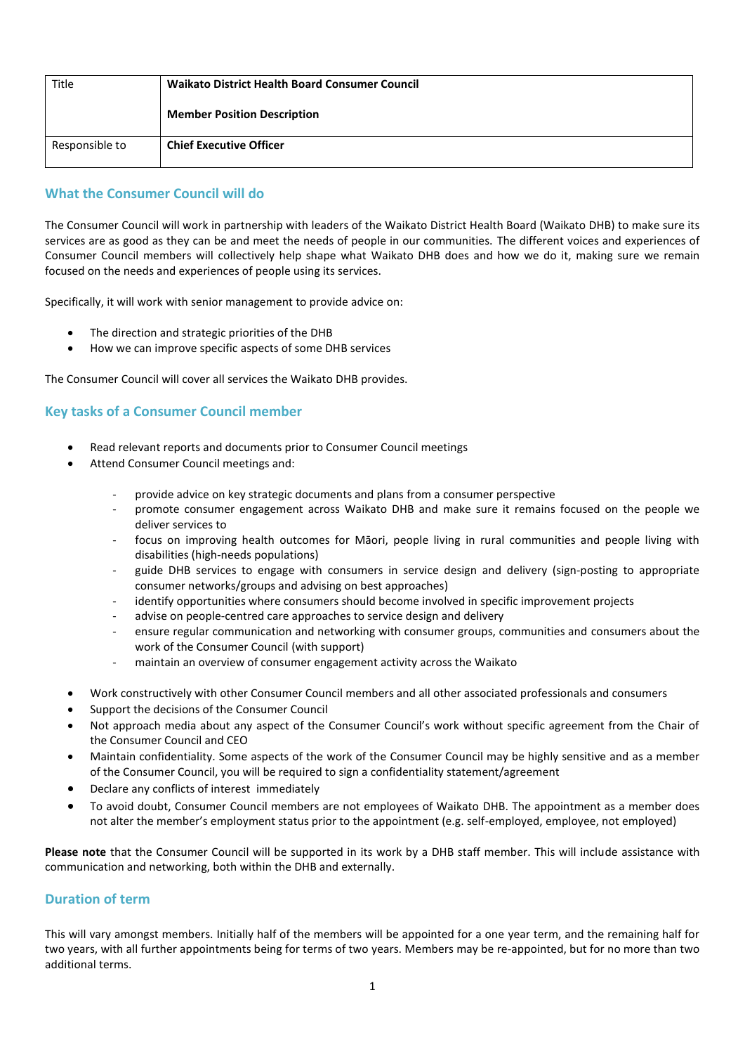| Title | **Waikato District Health Board Consumer Council**<br><br>**Member Position Description** |
|---|---|
| Responsible to | **Chief Executive Officer** |

## What the Consumer Council will do

The Consumer Council will work in partnership with leaders of the Waikato District Health Board (Waikato DHB) to make sure its services are as good as they can be and meet the needs of people in our communities. The different voices and experiences of Consumer Council members will collectively help shape what Waikato DHB does and how we do it, making sure we remain focused on the needs and experiences of people using its services.

Specifically, it will work with senior management to provide advice on:

- The direction and strategic priorities of the DHB
- How we can improve specific aspects of some DHB services

The Consumer Council will cover all services the Waikato DHB provides.

## Key tasks of a Consumer Council member

- Read relevant reports and documents prior to Consumer Council meetings
- Attend Consumer Council meetings and:
    - provide advice on key strategic documents and plans from a consumer perspective
    - promote consumer engagement across Waikato DHB and make sure it remains focused on the people we deliver services to
    - focus on improving health outcomes for Māori, people living in rural communities and people living with disabilities (high-needs populations)
    - guide DHB services to engage with consumers in service design and delivery (sign-posting to appropriate consumer networks/groups and advising on best approaches)
    - identify opportunities where consumers should become involved in specific improvement projects
    - advise on people-centred care approaches to service design and delivery
    - ensure regular communication and networking with consumer groups, communities and consumers about the work of the Consumer Council (with support)
    - maintain an overview of consumer engagement activity across the Waikato
- Work constructively with other Consumer Council members and all other associated professionals and consumers
- Support the decisions of the Consumer Council
- Not approach media about any aspect of the Consumer Council's work without specific agreement from the Chair of the Consumer Council and CEO
- Maintain confidentiality. Some aspects of the work of the Consumer Council may be highly sensitive and as a member of the Consumer Council, you will be required to sign a confidentiality statement/agreement
- Declare any conflicts of interest immediately
- To avoid doubt, Consumer Council members are not employees of Waikato DHB. The appointment as a member does not alter the member's employment status prior to the appointment (e.g. self-employed, employee, not employed)

**Please note** that the Consumer Council will be supported in its work by a DHB staff member. This will include assistance with communication and networking, both within the DHB and externally.

## Duration of term

This will vary amongst members. Initially half of the members will be appointed for a one year term, and the remaining half for two years, with all further appointments being for terms of two years. Members may be re-appointed, but for no more than two additional terms.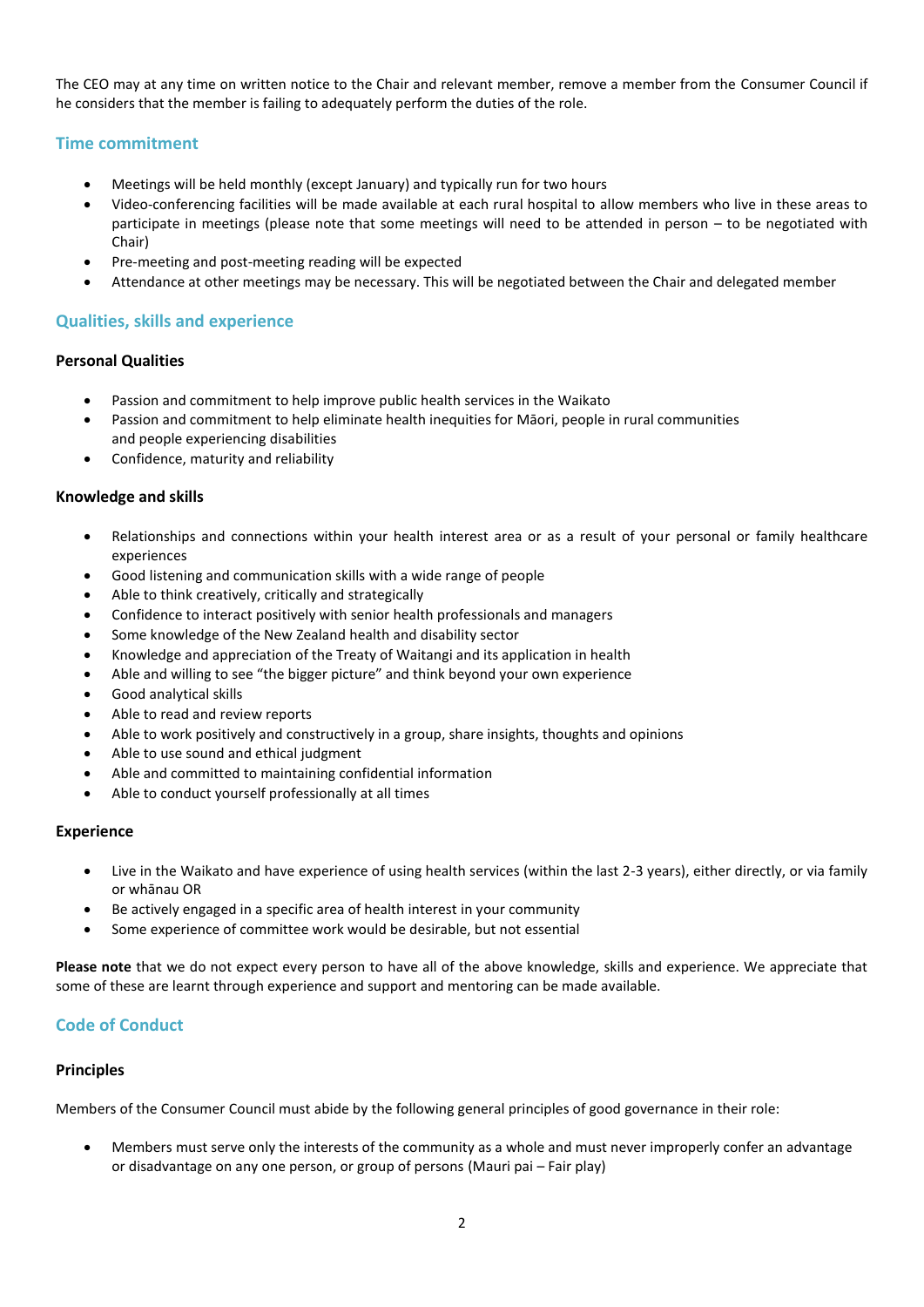The CEO may at any time on written notice to the Chair and relevant member, remove a member from the Consumer Council if he considers that the member is failing to adequately perform the duties of the role.

## Time commitment

- Meetings will be held monthly (except January) and typically run for two hours
- Video-conferencing facilities will be made available at each rural hospital to allow members who live in these areas to participate in meetings (please note that some meetings will need to be attended in person – to be negotiated with Chair)
- Pre-meeting and post-meeting reading will be expected
- Attendance at other meetings may be necessary. This will be negotiated between the Chair and delegated member

## Qualities, skills and experience

### Personal Qualities

- Passion and commitment to help improve public health services in the Waikato
- Passion and commitment to help eliminate health inequities for Māori, people in rural communities and people experiencing disabilities
- Confidence, maturity and reliability

### Knowledge and skills

- Relationships and connections within your health interest area or as a result of your personal or family healthcare experiences
- Good listening and communication skills with a wide range of people
- Able to think creatively, critically and strategically
- Confidence to interact positively with senior health professionals and managers
- Some knowledge of the New Zealand health and disability sector
- Knowledge and appreciation of the Treaty of Waitangi and its application in health
- Able and willing to see "the bigger picture" and think beyond your own experience
- Good analytical skills
- Able to read and review reports
- Able to work positively and constructively in a group, share insights, thoughts and opinions
- Able to use sound and ethical judgment
- Able and committed to maintaining confidential information
- Able to conduct yourself professionally at all times

### Experience

- Live in the Waikato and have experience of using health services (within the last 2-3 years), either directly, or via family or whānau OR
- Be actively engaged in a specific area of health interest in your community
- Some experience of committee work would be desirable, but not essential

**Please note** that we do not expect every person to have all of the above knowledge, skills and experience. We appreciate that some of these are learnt through experience and support and mentoring can be made available.

## Code of Conduct

### Principles

Members of the Consumer Council must abide by the following general principles of good governance in their role:

- Members must serve only the interests of the community as a whole and must never improperly confer an advantage or disadvantage on any one person, or group of persons (Mauri pai – Fair play)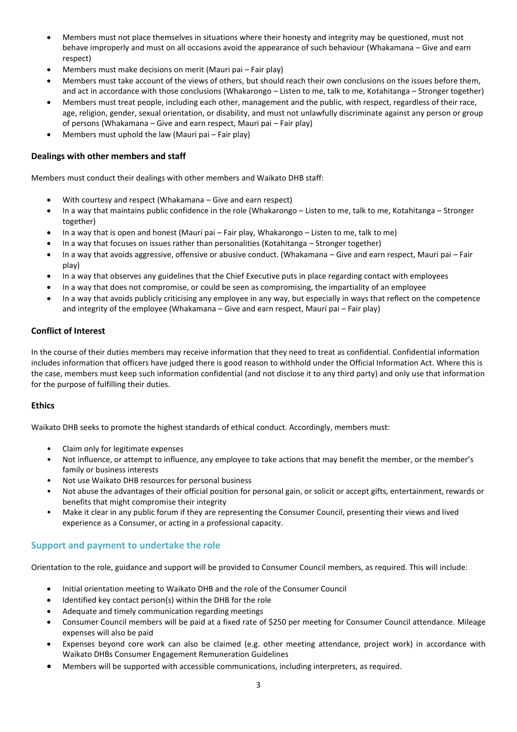- Members must not place themselves in situations where their honesty and integrity may be questioned, must not behave improperly and must on all occasions avoid the appearance of such behaviour (Whakamana – Give and earn respect)
- Members must make decisions on merit (Mauri pai – Fair play)
- Members must take account of the views of others, but should reach their own conclusions on the issues before them, and act in accordance with those conclusions (Whakarongo – Listen to me, talk to me, Kotahitanga – Stronger together)
- Members must treat people, including each other, management and the public, with respect, regardless of their race, age, religion, gender, sexual orientation, or disability, and must not unlawfully discriminate against any person or group of persons (Whakamana – Give and earn respect, Mauri pai – Fair play)
- Members must uphold the law (Mauri pai – Fair play)

#### Dealings with other members and staff

Members must conduct their dealings with other members and Waikato DHB staff:

- With courtesy and respect (Whakamana – Give and earn respect)
- In a way that maintains public confidence in the role (Whakarongo – Listen to me, talk to me, Kotahitanga – Stronger together)
- In a way that is open and honest (Mauri pai – Fair play, Whakarongo – Listen to me, talk to me)
- In a way that focuses on issues rather than personalities (Kotahitanga – Stronger together)
- In a way that avoids aggressive, offensive or abusive conduct. (Whakamana – Give and earn respect, Mauri pai – Fair play)
- In a way that observes any guidelines that the Chief Executive puts in place regarding contact with employees
- In a way that does not compromise, or could be seen as compromising, the impartiality of an employee
- In a way that avoids publicly criticising any employee in any way, but especially in ways that reflect on the competence and integrity of the employee (Whakamana – Give and earn respect, Mauri pai – Fair play)

#### Conflict of Interest

In the course of their duties members may receive information that they need to treat as confidential. Confidential information includes information that officers have judged there is good reason to withhold under the Official Information Act. Where this is the case, members must keep such information confidential (and not disclose it to any third party) and only use that information for the purpose of fulfilling their duties.

#### Ethics

Waikato DHB seeks to promote the highest standards of ethical conduct. Accordingly, members must:

- Claim only for legitimate expenses
- Not influence, or attempt to influence, any employee to take actions that may benefit the member, or the member's family or business interests
- Not use Waikato DHB resources for personal business
- Not abuse the advantages of their official position for personal gain, or solicit or accept gifts, entertainment, rewards or benefits that might compromise their integrity
- Make it clear in any public forum if they are representing the Consumer Council, presenting their views and lived experience as a Consumer, or acting in a professional capacity.

### Support and payment to undertake the role

Orientation to the role, guidance and support will be provided to Consumer Council members, as required. This will include:

- Initial orientation meeting to Waikato DHB and the role of the Consumer Council
- Identified key contact person(s) within the DHB for the role
- Adequate and timely communication regarding meetings
- Consumer Council members will be paid at a fixed rate of $250 per meeting for Consumer Council attendance. Mileage expenses will also be paid
- Expenses beyond core work can also be claimed (e.g. other meeting attendance, project work) in accordance with Waikato DHBs Consumer Engagement Remuneration Guidelines
- Members will be supported with accessible communications, including interpreters, as required.